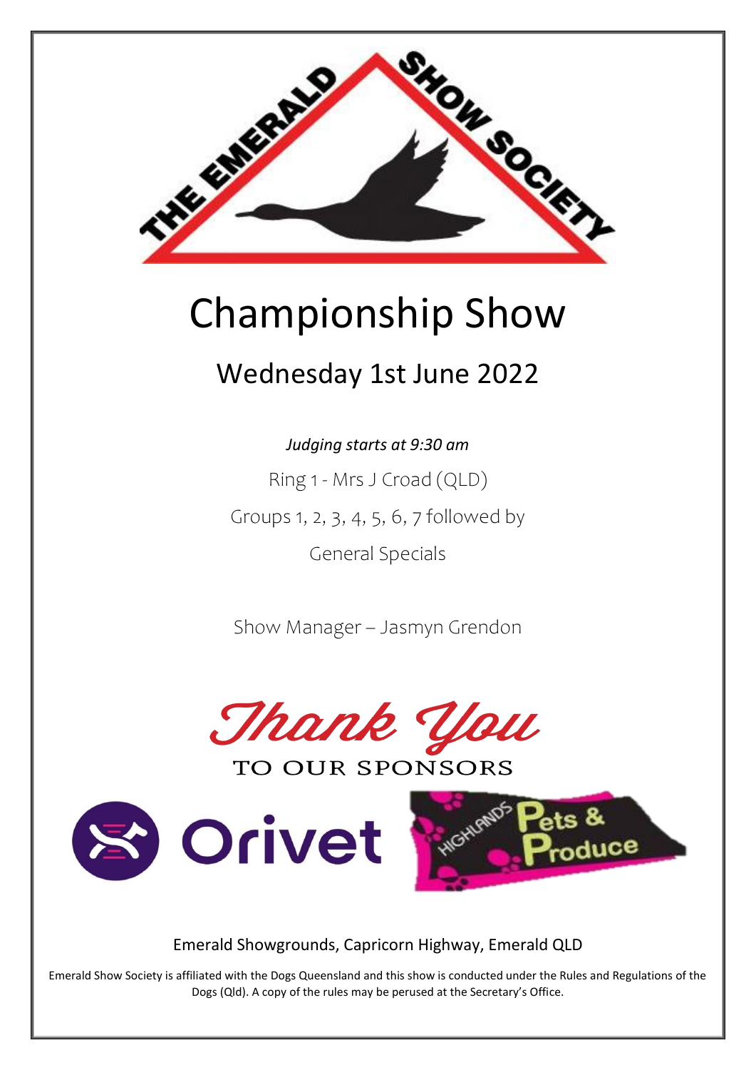THE EMERALD SHOW SOCIETY

# Championship Show

## Wednesday 1st June 2022

*Judging starts at 9:30 am*

Ring 1 - Mrs J Croad (QLD)

Groups 1, 2, 3, 4, 5, 6, 7 followed by

General Specials

Show Manager – Jasmyn Grendon

Thank You

TO OUR SPONSORS

Orivet

Highlands Pets & Produce

Emerald Showgrounds, Capricorn Highway, Emerald QLD

Emerald Show Society is affiliated with the Dogs Queensland and this show is conducted under the Rules and Regulations of the Dogs (Qld). A copy of the rules may be perused at the Secretary's Office.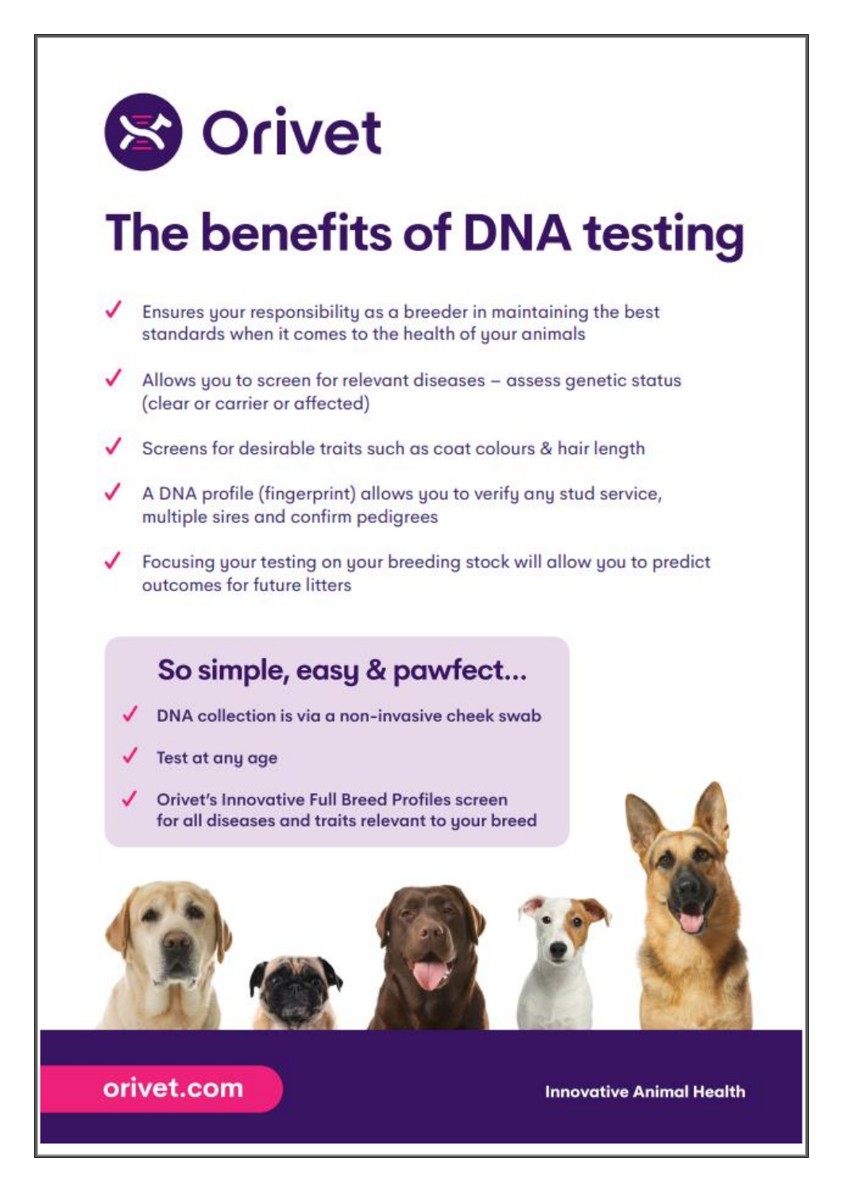# Orivet

# The benefits of DNA testing

- ✓ Ensures your responsibility as a breeder in maintaining the best standards when it comes to the health of your animals
- ✓ Allows you to screen for relevant diseases – assess genetic status (clear or carrier or affected)
- ✓ Screens for desirable traits such as coat colours & hair length
- ✓ A DNA profile (fingerprint) allows you to verify any stud service, multiple sires and confirm pedigrees
- ✓ Focusing your testing on your breeding stock will allow you to predict outcomes for future litters

## So simple, easy & pawfect...

- ✓ DNA collection is via a non-invasive cheek swab
- ✓ Test at any age
- ✓ Orivet's Innovative Full Breed Profiles screen for all diseases and traits relevant to your breed

orivet.com

Innovative Animal Health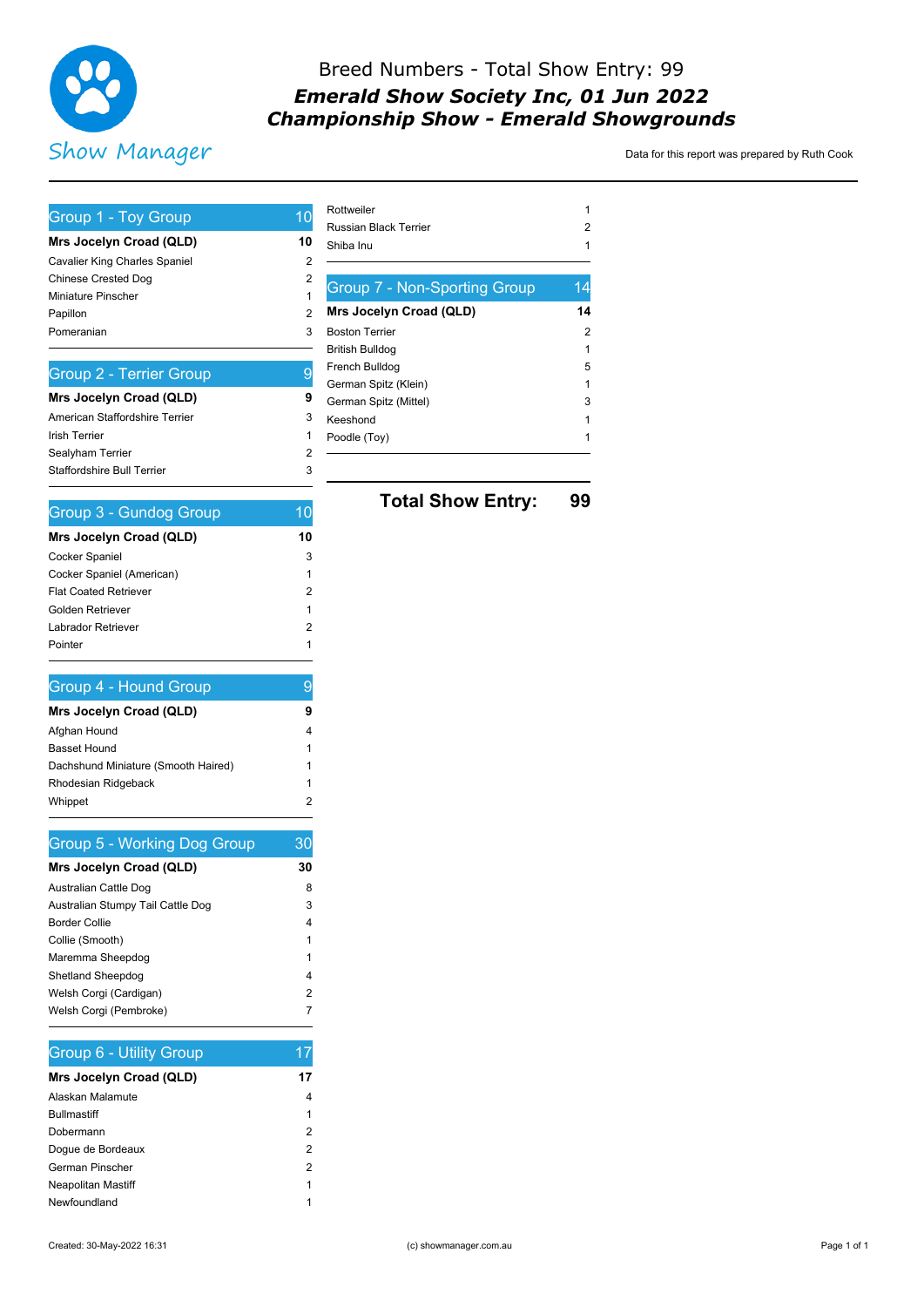# Breed Numbers - Total Show Entry: 99

## *Emerald Show Society Inc, 01 Jun 2022*
## *Championship Show - Emerald Showgrounds*

Show Manager

Data for this report was prepared by Ruth Cook

| Group 1 - Toy Group | 10 |
|---|---|
| **Mrs Jocelyn Croad (QLD)** | **10** |
| Cavalier King Charles Spaniel | 2 |
| Chinese Crested Dog | 2 |
| Miniature Pinscher | 1 |
| Papillon | 2 |
| Pomeranian | 3 |

| Group 2 - Terrier Group | 9 |
|---|---|
| **Mrs Jocelyn Croad (QLD)** | **9** |
| American Staffordshire Terrier | 3 |
| Irish Terrier | 1 |
| Sealyham Terrier | 2 |
| Staffordshire Bull Terrier | 3 |

| Group 3 - Gundog Group | 10 |
|---|---|
| **Mrs Jocelyn Croad (QLD)** | **10** |
| Cocker Spaniel | 3 |
| Cocker Spaniel (American) | 1 |
| Flat Coated Retriever | 2 |
| Golden Retriever | 1 |
| Labrador Retriever | 2 |
| Pointer | 1 |

| Group 4 - Hound Group | 9 |
|---|---|
| **Mrs Jocelyn Croad (QLD)** | **9** |
| Afghan Hound | 4 |
| Basset Hound | 1 |
| Dachshund Miniature (Smooth Haired) | 1 |
| Rhodesian Ridgeback | 1 |
| Whippet | 2 |

| Group 5 - Working Dog Group | 30 |
|---|---|
| **Mrs Jocelyn Croad (QLD)** | **30** |
| Australian Cattle Dog | 8 |
| Australian Stumpy Tail Cattle Dog | 3 |
| Border Collie | 4 |
| Collie (Smooth) | 1 |
| Maremma Sheepdog | 1 |
| Shetland Sheepdog | 4 |
| Welsh Corgi (Cardigan) | 2 |
| Welsh Corgi (Pembroke) | 7 |

| Group 6 - Utility Group | 17 |
|---|---|
| **Mrs Jocelyn Croad (QLD)** | **17** |
| Alaskan Malamute | 4 |
| Bullmastiff | 1 |
| Dobermann | 2 |
| Dogue de Bordeaux | 2 |
| German Pinscher | 2 |
| Neapolitan Mastiff | 1 |
| Newfoundland | 1 |
| Rottweiler | 1 |
| Russian Black Terrier | 2 |
| Shiba Inu | 1 |

| Group 7 - Non-Sporting Group | 14 |
|---|---|
| **Mrs Jocelyn Croad (QLD)** | **14** |
| Boston Terrier | 2 |
| British Bulldog | 1 |
| French Bulldog | 5 |
| German Spitz (Klein) | 1 |
| German Spitz (Mittel) | 3 |
| Keeshond | 1 |
| Poodle (Toy) | 1 |

**Total Show Entry: 99**

Created: 30-May-2022 16:31

(c) showmanager.com.au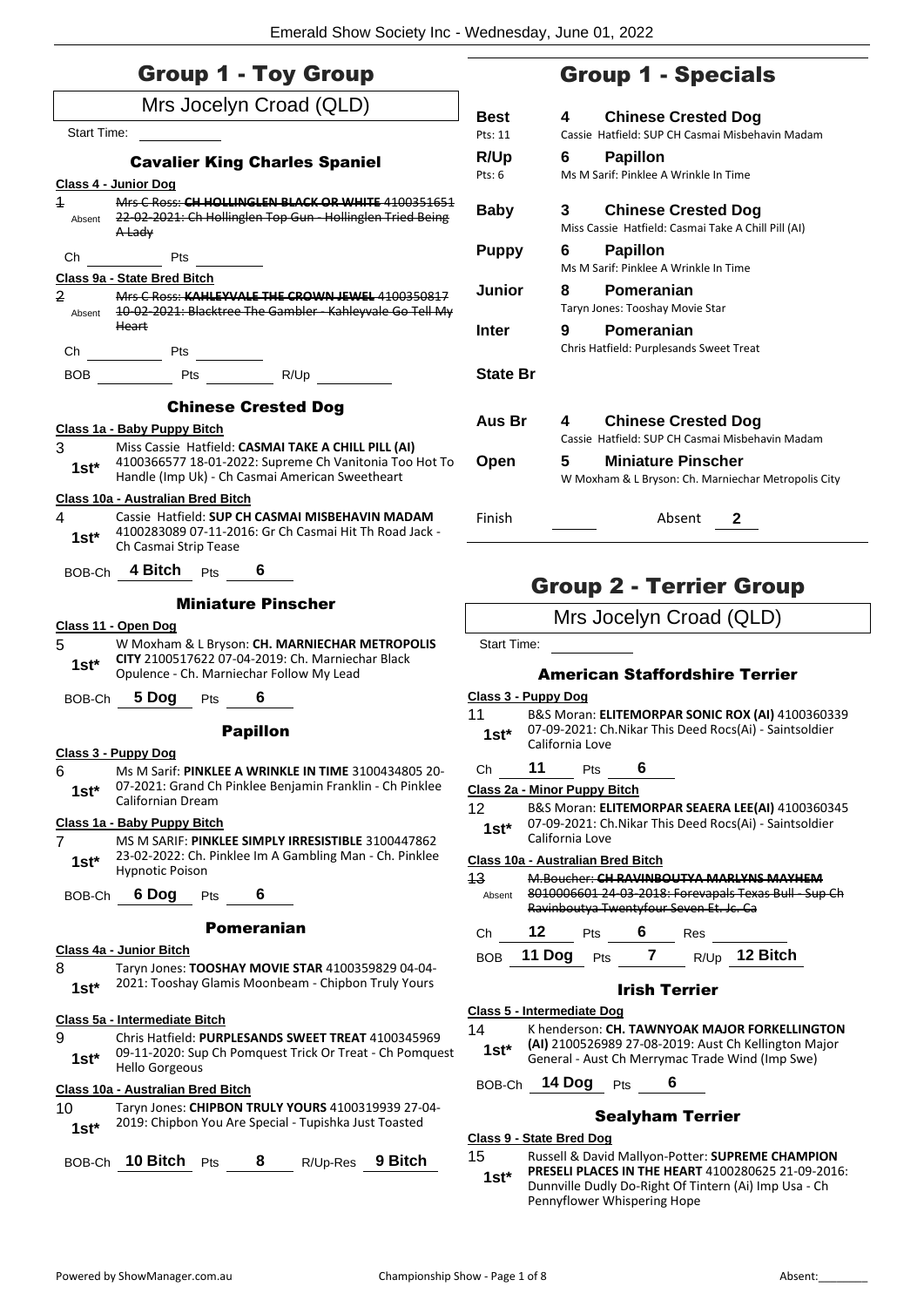# Group 1 - Toy Group

## Mrs Jocelyn Croad (QLD)

Start Time: 

### Cavalier King Charles Spaniel

**Class 4 - Junior Dog**

1 Absent ~~Mrs C Ross: **CH HOLLINGLEN BLACK OR WHITE** 4100351651 22-02-2021: Ch Hollinglen Top Gun - Hollinglen Tried Being A Lady~~

Ch ______ Pts ______

**Class 9a - State Bred Bitch**

2 Absent ~~Mrs C Ross: **KAHLEYVALE THE CROWN JEWEL** 4100350817 10-02-2021: Blacktree The Gambler - Kahleyvale Go Tell My Heart~~

Ch ______ Pts ______

BOB ______ Pts ______ R/Up ______

### Chinese Crested Dog

**Class 1a - Baby Puppy Bitch**

3 **1st*** Miss Cassie Hatfield: **CASMAI TAKE A CHILL PILL (AI)** 4100366577 18-01-2022: Supreme Ch Vanitonia Too Hot To Handle (Imp Uk) - Ch Casmai American Sweetheart

**Class 10a - Australian Bred Bitch**

4 **1st*** Cassie Hatfield: **SUP CH CASMAI MISBEHAVIN MADAM** 4100283089 07-11-2016: Gr Ch Casmai Hit Th Road Jack - Ch Casmai Strip Tease

BOB-Ch **4 Bitch** Pts **6**

### Miniature Pinscher

**Class 11 - Open Dog**

5 **1st*** W Moxham & L Bryson: **CH. MARNIECHAR METROPOLIS CITY** 2100517622 07-04-2019: Ch. Marniechar Black Opulence - Ch. Marniechar Follow My Lead

BOB-Ch **5 Dog** Pts **6**

### Papillon

**Class 3 - Puppy Dog**

6 **1st*** Ms M Sarif: **PINKLEE A WRINKLE IN TIME** 3100434805 20-07-2021: Grand Ch Pinklee Benjamin Franklin - Ch Pinklee Californian Dream

**Class 1a - Baby Puppy Bitch**

7 **1st*** MS M SARIF: **PINKLEE SIMPLY IRRESISTIBLE** 3100447862 23-02-2022: Ch. Pinklee Im A Gambling Man - Ch. Pinklee Hypnotic Poison

BOB-Ch **6 Dog** Pts **6**

### Pomeranian

**Class 4a - Junior Bitch**

8 **1st*** Taryn Jones: **TOOSHAY MOVIE STAR** 4100359829 04-04-2021: Tooshay Glamis Moonbeam - Chipbon Truly Yours

**Class 5a - Intermediate Bitch**

9 **1st*** Chris Hatfield: **PURPLESANDS SWEET TREAT** 4100345969 09-11-2020: Sup Ch Pomquest Trick Or Treat - Ch Pomquest Hello Gorgeous

**Class 10a - Australian Bred Bitch**

10 **1st*** Taryn Jones: **CHIPBON TRULY YOURS** 4100319939 27-04-2019: Chipbon You Are Special - Tupishka Just Toasted

BOB-Ch **10 Bitch** Pts **8** R/Up-Res **9 Bitch**

# Group 1 - Specials

| | | | |
|---|---|---|---|
| **Best** (Pts: 11) | **4** | **Chinese Crested Dog** | Cassie Hatfield: SUP CH Casmai Misbehavin Madam |
| **R/Up** (Pts: 6) | **6** | **Papillon** | Ms M Sarif: Pinklee A Wrinkle In Time |
| **Baby** | **3** | **Chinese Crested Dog** | Miss Cassie Hatfield: Casmai Take A Chill Pill (AI) |
| **Puppy** | **6** | **Papillon** | Ms M Sarif: Pinklee A Wrinkle In Time |
| **Junior** | **8** | **Pomeranian** | Taryn Jones: Tooshay Movie Star |
| **Inter** | **9** | **Pomeranian** | Chris Hatfield: Purplesands Sweet Treat |
| **State Br** | | | |
| **Aus Br** | **4** | **Chinese Crested Dog** | Cassie Hatfield: SUP CH Casmai Misbehavin Madam |
| **Open** | **5** | **Miniature Pinscher** | W Moxham & L Bryson: Ch. Marniechar Metropolis City |

Finish ______ Absent **2**

# Group 2 - Terrier Group

## Mrs Jocelyn Croad (QLD)

Start Time: 

### American Staffordshire Terrier

**Class 3 - Puppy Dog**

11 **1st*** B&S Moran: **ELITEMORPAR SONIC ROX (AI)** 4100360339 07-09-2021: Ch.Nikar This Deed Rocs(Ai) - Saintsoldier California Love

Ch **11** Pts **6**

**Class 2a - Minor Puppy Bitch**

12 **1st*** B&S Moran: **ELITEMORPAR SEAERA LEE(AI)** 4100360345 07-09-2021: Ch.Nikar This Deed Rocs(Ai) - Saintsoldier California Love

**Class 10a - Australian Bred Bitch**

13 Absent ~~M.Boucher: **CH RAVINBOUTYA MARLYNS MAYHEM** 8010006601 24-03-2018: Forevapals Texas Bull - Sup Ch Ravinboutya Twentyfour Seven Et. Jc. Ca~~

Ch **12** Pts **6** Res ______

BOB **11 Dog** Pts **7** R/Up **12 Bitch**

### Irish Terrier

**Class 5 - Intermediate Dog**

14 **1st*** K henderson: **CH. TAWNYOAK MAJOR FORKELLINGTON (AI)** 2100526989 27-08-2019: Aust Ch Kellington Major General - Aust Ch Merrymac Trade Wind (Imp Swe)

BOB-Ch **14 Dog** Pts **6**

### Sealyham Terrier

**Class 9 - State Bred Dog**

15 **1st*** Russell & David Mallyon-Potter: **SUPREME CHAMPION PRESELI PLACES IN THE HEART** 4100280625 21-09-2016: Dunnville Dudly Do-Right Of Tintern (Ai) Imp Usa - Ch Pennyflower Whispering Hope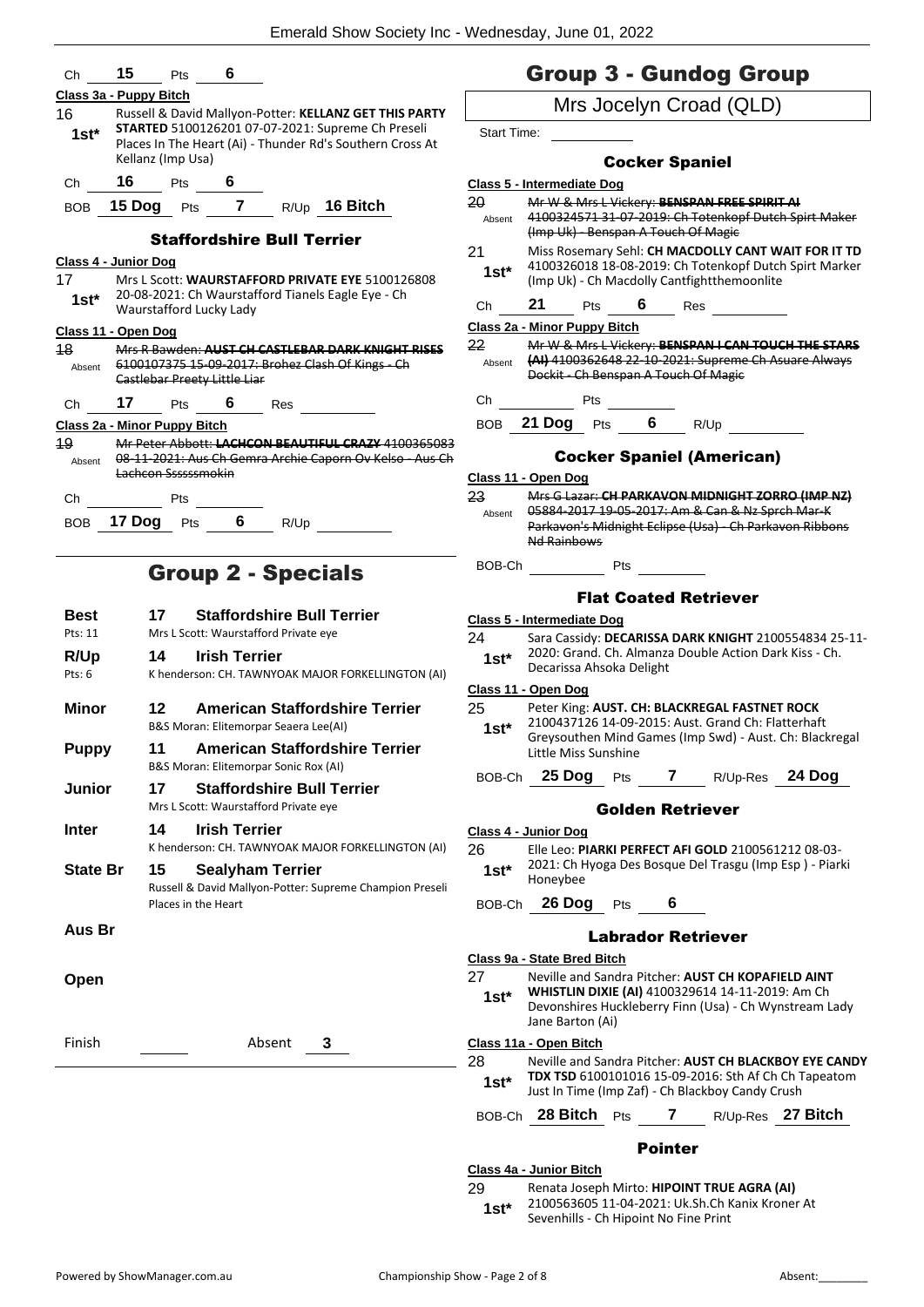Ch **15** Pts **6**

**Class 3a - Puppy Bitch**

16 **1st\*** Russell & David Mallyon-Potter: **KELLANZ GET THIS PARTY STARTED** 5100126201 07-07-2021: Supreme Ch Preseli Places In The Heart (Ai) - Thunder Rd's Southern Cross At Kellanz (Imp Usa)

Ch **16** Pts **6**

BOB **15 Dog** Pts **7** R/Up **16 Bitch**

### Staffordshire Bull Terrier

**Class 4 - Junior Dog**

17 **1st\*** Mrs L Scott: **WAURSTAFFORD PRIVATE EYE** 5100126808 20-08-2021: Ch Waurstafford Tianels Eagle Eye - Ch Waurstafford Lucky Lady

**Class 11 - Open Dog**

~~18 Absent Mrs R Bawden: **AUST CH CASTLEBAR DARK KNIGHT RISES** 6100107375 15-09-2017: Brohez Clash Of Kings - Ch Castlebar Preety Little Liar~~

Ch **17** Pts **6** Res

**Class 2a - Minor Puppy Bitch**

~~19 Absent Mr Peter Abbott: **LACHCON BEAUTIFUL CRAZY** 4100365083 08-11-2021: Aus Ch Gemra Archie Caporn Ov Kelso - Aus Ch Lachcon Ssssssmokin~~

Ch Pts

BOB **17 Dog** Pts **6** R/Up

## Group 2 - Specials

| | | |
|---|---|---|
| **Best** (Pts: 11) | **17** | **Staffordshire Bull Terrier** — Mrs L Scott: Waurstafford Private eye |
| **R/Up** (Pts: 6) | **14** | **Irish Terrier** — K henderson: CH. TAWNYOAK MAJOR FORKELLINGTON (AI) |
| **Minor** | **12** | **American Staffordshire Terrier** — B&S Moran: Elitemorpar Seaera Lee(AI) |
| **Puppy** | **11** | **American Staffordshire Terrier** — B&S Moran: Elitemorpar Sonic Rox (AI) |
| **Junior** | **17** | **Staffordshire Bull Terrier** — Mrs L Scott: Waurstafford Private eye |
| **Inter** | **14** | **Irish Terrier** — K henderson: CH. TAWNYOAK MAJOR FORKELLINGTON (AI) |
| **State Br** | **15** | **Sealyham Terrier** — Russell & David Mallyon-Potter: Supreme Champion Preseli Places in the Heart |
| **Aus Br** | | |
| **Open** | | |

Finish Absent **3**

## Group 3 - Gundog Group

Mrs Jocelyn Croad (QLD)

Start Time:

### Cocker Spaniel

**Class 5 - Intermediate Dog**

~~20 Absent Mr W & Mrs L Vickery: **BENSPAN FREE SPIRIT AI** 4100324571 31-07-2019: Ch Totenkopf Dutch Spirt Maker (Imp Uk) - Benspan A Touch Of Magic~~

21 **1st\*** Miss Rosemary Sehl: **CH MACDOLLY CANT WAIT FOR IT TD** 4100326018 18-08-2019: Ch Totenkopf Dutch Spirt Marker (Imp Uk) - Ch Macdolly Cantfightthemoonlite

Ch **21** Pts **6** Res

**Class 2a - Minor Puppy Bitch**

~~22 Absent Mr W & Mrs L Vickery: **BENSPAN I CAN TOUCH THE STARS (AI)** 4100362648 22-10-2021: Supreme Ch Asuare Always Dockit - Ch Benspan A Touch Of Magic~~

Ch Pts

BOB **21 Dog** Pts **6** R/Up

### Cocker Spaniel (American)

**Class 11 - Open Dog**

~~23 Absent Mrs G Lazar: **CH PARKAVON MIDNIGHT ZORRO (IMP NZ)** 05884-2017 19-05-2017: Am & Can & Nz Sprch Mar-K Parkavon's Midnight Eclipse (Usa) - Ch Parkavon Ribbons Nd Rainbows~~

BOB-Ch Pts

### Flat Coated Retriever

**Class 5 - Intermediate Dog**

24 **1st\*** Sara Cassidy: **DECARISSA DARK KNIGHT** 2100554834 25-11-2020: Grand. Ch. Almanza Double Action Dark Kiss - Ch. Decarissa Ahsoka Delight

**Class 11 - Open Dog**

25 **1st\*** Peter King: **AUST. CH: BLACKREGAL FASTNET ROCK** 2100437126 14-09-2015: Aust. Grand Ch: Flatterhaft Greysouthen Mind Games (Imp Swd) - Aust. Ch: Blackregal Little Miss Sunshine

BOB-Ch **25 Dog** Pts **7** R/Up-Res **24 Dog**

### Golden Retriever

**Class 4 - Junior Dog**

26 **1st\*** Elle Leo: **PIARKI PERFECT AFI GOLD** 2100561212 08-03-2021: Ch Hyoga Des Bosque Del Trasgu (Imp Esp ) - Piarki Honeybee

BOB-Ch **26 Dog** Pts **6**

### Labrador Retriever

**Class 9a - State Bred Bitch**

27 **1st\*** Neville and Sandra Pitcher: **AUST CH KOPAFIELD AINT WHISTLIN DIXIE (AI)** 4100329614 14-11-2019: Am Ch Devonshires Huckleberry Finn (Usa) - Ch Wynstream Lady Jane Barton (Ai)

**Class 11a - Open Bitch**

28 **1st\*** Neville and Sandra Pitcher: **AUST CH BLACKBOY EYE CANDY TDX TSD** 6100101016 15-09-2016: Sth Af Ch Ch Tapeatom Just In Time (Imp Zaf) - Ch Blackboy Candy Crush

BOB-Ch **28 Bitch** Pts **7** R/Up-Res **27 Bitch**

### Pointer

**Class 4a - Junior Bitch**

29 **1st\*** Renata Joseph Mirto: **HIPOINT TRUE AGRA (AI)** 2100563605 11-04-2021: Uk.Sh.Ch Kanix Kroner At Sevenhills - Ch Hipoint No Fine Print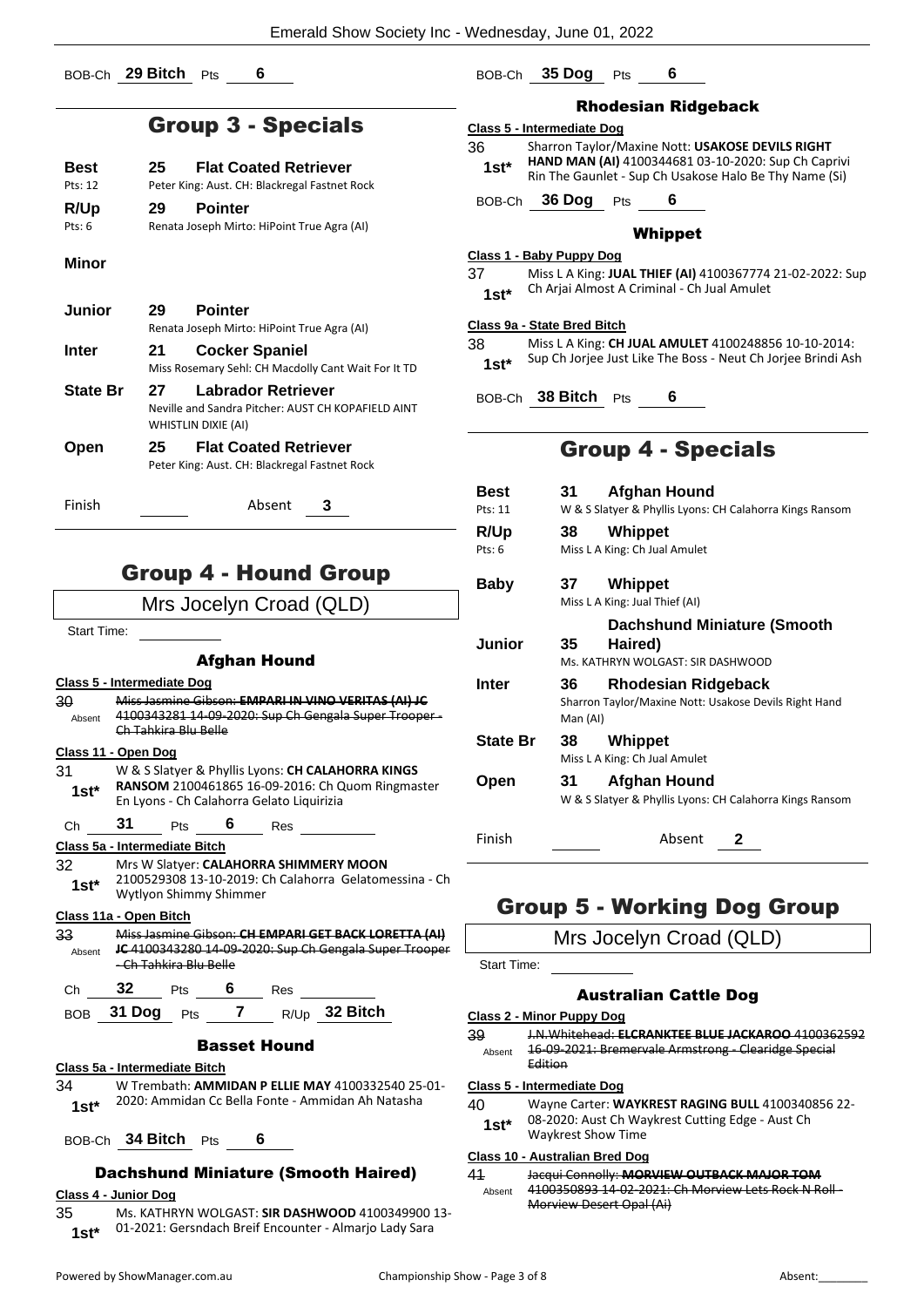BOB-Ch **29 Bitch** Pts **6**

## Group 3 - Specials

**Best** — **25 Flat Coated Retriever**
Pts: 12 — Peter King: Aust. CH: Blackregal Fastnet Rock

**R/Up** — **29 Pointer**
Pts: 6 — Renata Joseph Mirto: HiPoint True Agra (AI)

**Minor**

**Junior** — **29 Pointer**
Renata Joseph Mirto: HiPoint True Agra (AI)

**Inter** — **21 Cocker Spaniel**
Miss Rosemary Sehl: CH Macdolly Cant Wait For It TD

**State Br** — **27 Labrador Retriever**
Neville and Sandra Pitcher: AUST CH KOPAFIELD AINT WHISTLIN DIXIE (AI)

**Open** — **25 Flat Coated Retriever**
Peter King: Aust. CH: Blackregal Fastnet Rock

Finish — Absent **3**

## Group 4 - Hound Group

Mrs Jocelyn Croad (QLD)

Start Time:

### Afghan Hound

**Class 5 - Intermediate Dog**

30 Absent — ~~Miss Jasmine Gibson: **EMPARI IN VINO VERITAS (AI) JC** 4100343281 14-09-2020: Sup Ch Gengala Super Trooper - Ch Tahkira Blu Belle~~

**Class 11 - Open Dog**

31 **1st*** — W & S Slatyer & Phyllis Lyons: **CH CALAHORRA KINGS RANSOM** 2100461865 16-09-2016: Ch Quom Ringmaster En Lyons - Ch Calahorra Gelato Liquirizia

Ch **31** Pts **6** Res

**Class 5a - Intermediate Bitch**

32 **1st*** — Mrs W Slatyer: **CALAHORRA SHIMMERY MOON** 2100529308 13-10-2019: Ch Calahorra Gelatomessina - Ch Wytlyon Shimmy Shimmer

**Class 11a - Open Bitch**

33 Absent — ~~Miss Jasmine Gibson: **CH EMPARI GET BACK LORETTA (AI) JC** 4100343280 14-09-2020: Sup Ch Gengala Super Trooper - Ch Tahkira Blu Belle~~

Ch **32** Pts **6** Res

BOB **31 Dog** Pts **7** R/Up **32 Bitch**

### Basset Hound

**Class 5a - Intermediate Bitch**

34 **1st*** — W Trembath: **AMMIDAN P ELLIE MAY** 4100332540 25-01-2020: Ammidan Cc Bella Fonte - Ammidan Ah Natasha

BOB-Ch **34 Bitch** Pts **6**

### Dachshund Miniature (Smooth Haired)

**Class 4 - Junior Dog**

35 **1st*** — Ms. KATHRYN WOLGAST: **SIR DASHWOOD** 4100349900 13-01-2021: Gersndach Breif Encounter - Almarjo Lady Sara

BOB-Ch **35 Dog** Pts **6**

### Rhodesian Ridgeback

**Class 5 - Intermediate Dog**

36 **1st*** — Sharron Taylor/Maxine Nott: **USAKOSE DEVILS RIGHT HAND MAN (AI)** 4100344681 03-10-2020: Sup Ch Caprivi Rin The Gaunlet - Sup Ch Usakose Halo Be Thy Name (Si)

BOB-Ch **36 Dog** Pts **6**

### Whippet

**Class 1 - Baby Puppy Dog**

37 **1st*** — Miss L A King: **JUAL THIEF (AI)** 4100367774 21-02-2022: Sup Ch Arjai Almost A Criminal - Ch Jual Amulet

**Class 9a - State Bred Bitch**

38 **1st*** — Miss L A King: **CH JUAL AMULET** 4100248856 10-10-2014: Sup Ch Jorjee Just Like The Boss - Neut Ch Jorjee Brindi Ash

BOB-Ch **38 Bitch** Pts **6**

## Group 4 - Specials

**Best** — **31 Afghan Hound**
Pts: 11 — W & S Slatyer & Phyllis Lyons: CH Calahorra Kings Ransom

**R/Up** — **38 Whippet**
Pts: 6 — Miss L A King: Ch Jual Amulet

**Baby** — **37 Whippet**
Miss L A King: Jual Thief (AI)

**Junior** — **35 Dachshund Miniature (Smooth Haired)**
Ms. KATHRYN WOLGAST: SIR DASHWOOD

**Inter** — **36 Rhodesian Ridgeback**
Sharron Taylor/Maxine Nott: Usakose Devils Right Hand Man (AI)

**State Br** — **38 Whippet**
Miss L A King: Ch Jual Amulet

**Open** — **31 Afghan Hound**
W & S Slatyer & Phyllis Lyons: CH Calahorra Kings Ransom

Finish — Absent **2**

## Group 5 - Working Dog Group

Mrs Jocelyn Croad (QLD)

Start Time:

### Australian Cattle Dog

**Class 2 - Minor Puppy Dog**

39 Absent — ~~J.N.Whitehead: **ELCRANKTEE BLUE JACKAROO** 4100362592 16-09-2021: Bremervale Armstrong - Clearidge Special Edition~~

**Class 5 - Intermediate Dog**

40 **1st*** — Wayne Carter: **WAYKREST RAGING BULL** 4100340856 22-08-2020: Aust Ch Waykrest Cutting Edge - Aust Ch Waykrest Show Time

**Class 10 - Australian Bred Dog**

41 Absent — ~~Jacqui Connolly: **MORVIEW OUTBACK MAJOR TOM** 4100350893 14-02-2021: Ch Morview Lets Rock N Roll - Morview Desert Opal (Ai)~~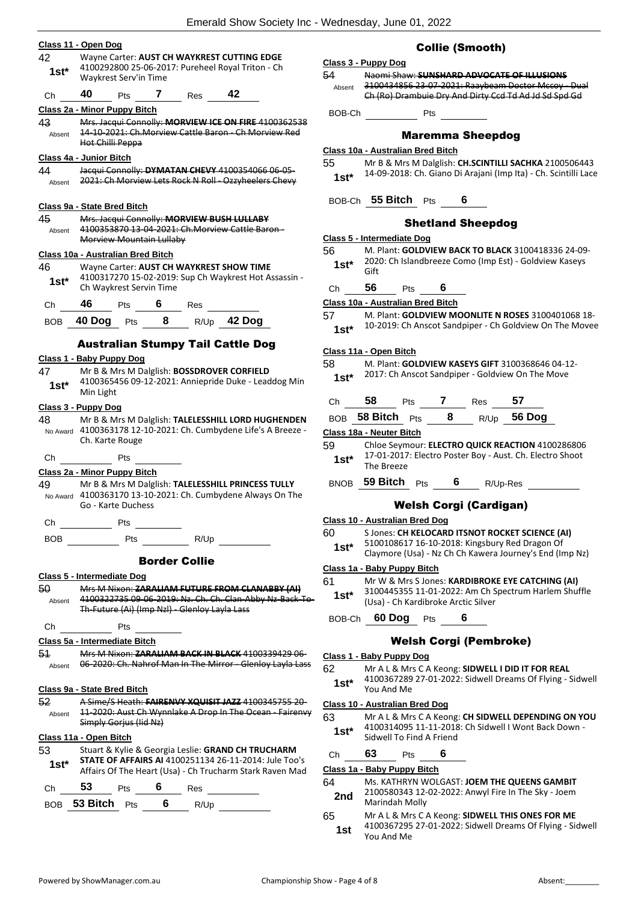**Class 11 - Open Dog**

42 — 1st* — Wayne Carter: **AUST CH WAYKREST CUTTING EDGE** 4100292800 25-06-2017: Pureheel Royal Triton - Ch Waykrest Serv'in Time

Ch **40** Pts **7** Res **42**

**Class 2a - Minor Puppy Bitch**

43 — Absent — ~~Mrs. Jacqui Connolly: **MORVIEW ICE ON FIRE** 4100362538 14-10-2021: Ch.Morview Cattle Baron - Ch Morview Red Hot Chilli Peppa~~

**Class 4a - Junior Bitch**

44 — Absent — ~~Jacqui Connolly: **DYMATAN CHEVY** 4100354066 06-05-2021: Ch Morview Lets Rock N Roll - Ozzyheelers Chevy~~

**Class 9a - State Bred Bitch**

45 — Absent — ~~Mrs. Jacqui Connolly: **MORVIEW BUSH LULLABY** 4100353870 13-04-2021: Ch.Morview Cattle Baron - Morview Mountain Lullaby~~

**Class 10a - Australian Bred Bitch**

46 — 1st* — Wayne Carter: **AUST CH WAYKREST SHOW TIME** 4100317270 15-02-2019: Sup Ch Waykrest Hot Assassin - Ch Waykrest Servin Time

Ch **46** Pts **6** Res

BOB **40 Dog** Pts **8** R/Up **42 Dog**

## Australian Stumpy Tail Cattle Dog

**Class 1 - Baby Puppy Dog**

47 — 1st* — Mr B & Mrs M Dalglish: **BOSSDROVER CORFIELD** 4100365456 09-12-2021: Anniepride Duke - Leaddog Min Min Light

**Class 3 - Puppy Dog**

48 — No Award — Mr B & Mrs M Dalglish: **TALELESSHILL LORD HUGHENDEN** 4100363178 12-10-2021: Ch. Cumbydene Life's A Breeze - Ch. Karte Rouge

Ch Pts

**Class 2a - Minor Puppy Bitch**

49 — No Award — Mr B & Mrs M Dalglish: **TALELESSHILL PRINCESS TULLY** 4100363170 13-10-2021: Ch. Cumbydene Always On The Go - Karte Duchess

Ch Pts

BOB Pts R/Up

## Border Collie

**Class 5 - Intermediate Dog**

50 — Absent — ~~Mrs M Nixon: **ZARALIAM FUTURE FROM CLANABBY (AI)** 4100322735 09-06-2019: Nz. Ch. Ch. Clan-Abby Nz-Back-To-Th-Future (Ai) (Imp Nzl) - Glenloy Layla Lass~~

Ch Pts

**Class 5a - Intermediate Bitch**

51 — Absent — ~~Mrs M Nixon: **ZARALIAM BACK IN BLACK** 4100339429 06-06-2020: Ch. Nahrof Man In The Mirror - Glenloy Layla Lass~~

**Class 9a - State Bred Bitch**

52 — Absent — ~~A Sime/S Heath: **FAIRENVY XQUISIT JAZZ** 4100345755 20-11-2020: Aust Ch Wynnlake A Drop In The Ocean - Fairenvy Simply Gorjus (Iid Nz)~~

**Class 11a - Open Bitch**

53 — 1st* — Stuart & Kylie & Georgia Leslie: **GRAND CH TRUCHARM STATE OF AFFAIRS AI** 4100251134 26-11-2014: Jule Too's Affairs Of The Heart (Usa) - Ch Trucharm Stark Raven Mad

Ch **53** Pts **6** Res

BOB **53 Bitch** Pts **6** R/Up

## Collie (Smooth)

**Class 3 - Puppy Dog**

54 — Absent — ~~Naomi Shaw: **SUNSHARD ADVOCATE OF ILLUSIONS** 3100434856 23-07-2021: Raaybeam Doctor Mccoy - Dual Ch (Ro) Drambuie Dry And Dirty Ccd Td Ad Jd Sd Spd Gd~~

BOB-Ch Pts

## Maremma Sheepdog

**Class 10a - Australian Bred Bitch**

55 — 1st* — Mr B & Mrs M Dalglish: **CH.SCINTILLI SACHKA** 2100506443 14-09-2018: Ch. Giano Di Arajani (Imp Ita) - Ch. Scintilli Lace

BOB-Ch **55 Bitch** Pts **6**

## Shetland Sheepdog

**Class 5 - Intermediate Dog**

56 — 1st* — M. Plant: **GOLDVIEW BACK TO BLACK** 3100418336 24-09-2020: Ch Islandbreeze Como (Imp Est) - Goldview Kaseys Gift

Ch **56** Pts **6**

**Class 10a - Australian Bred Bitch**

57 — 1st* — M. Plant: **GOLDVIEW MOONLITE N ROSES** 3100401068 18-10-2019: Ch Anscot Sandpiper - Ch Goldview On The Movee

**Class 11a - Open Bitch**

58 — 1st* — M. Plant: **GOLDVIEW KASEYS GIFT** 3100368646 04-12-2017: Ch Anscot Sandpiper - Goldview On The Move

Ch **58** Pts **7** Res **57**

BOB **58 Bitch** Pts **8** R/Up **56 Dog**

**Class 18a - Neuter Bitch**

59 — 1st* — Chloe Seymour: **ELECTRO QUICK REACTION** 4100286806 17-01-2017: Electro Poster Boy - Aust. Ch. Electro Shoot The Breeze

BNOB **59 Bitch** Pts **6** R/Up-Res

## Welsh Corgi (Cardigan)

**Class 10 - Australian Bred Dog**

60 — 1st* — S Jones: **CH KELOCARD ITSNOT ROCKET SCIENCE (AI)** 5100108617 16-10-2018: Kingsbury Red Dragon Of Claymore (Usa) - Nz Ch Ch Kawera Journey's End (Imp Nz)

**Class 1a - Baby Puppy Bitch**

61 — 1st* — Mr W & Mrs S Jones: **KARDIBROKE EYE CATCHING (AI)** 3100445355 11-01-2022: Am Ch Spectrum Harlem Shuffle (Usa) - Ch Kardibroke Arctic Silver

BOB-Ch **60 Dog** Pts **6**

## Welsh Corgi (Pembroke)

**Class 1 - Baby Puppy Dog**

62 — 1st* — Mr A L & Mrs C A Keong: **SIDWELL I DID IT FOR REAL** 4100367289 27-01-2022: Sidwell Dreams Of Flying - Sidwell You And Me

**Class 10 - Australian Bred Dog**

63 — 1st* — Mr A L & Mrs C A Keong: **CH SIDWELL DEPENDING ON YOU** 4100314095 11-11-2018: Ch Sidwell I Wont Back Down - Sidwell To Find A Friend

Ch **63** Pts **6**

**Class 1a - Baby Puppy Bitch**

64 — 2nd — Ms. KATHRYN WOLGAST: **JOEM THE QUEENS GAMBIT** 2100580343 12-02-2022: Anwyl Fire In The Sky - Joem Marindah Molly

65 — 1st — Mr A L & Mrs C A Keong: **SIDWELL THIS ONES FOR ME** 4100367295 27-01-2022: Sidwell Dreams Of Flying - Sidwell You And Me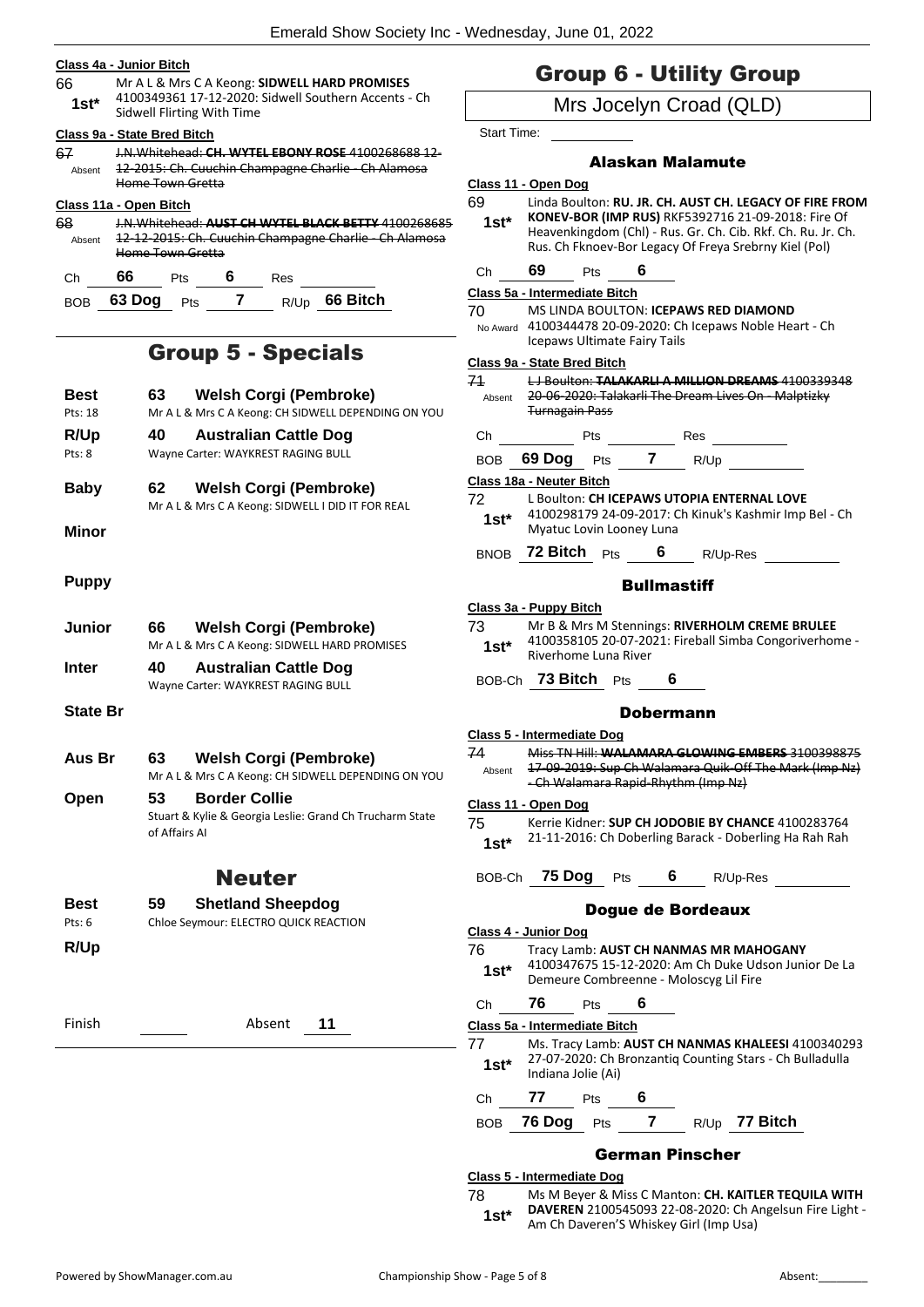**Class 4a - Junior Bitch**

66 — 1st* — Mr A L & Mrs C A Keong: **SIDWELL HARD PROMISES** 4100349361 17-12-2020: Sidwell Southern Accents - Ch Sidwell Flirting With Time

**Class 9a - State Bred Bitch**

67 — Absent — ~~J.N.Whitehead: **CH. WYTEL EBONY ROSE** 4100268688 12-12-2015: Ch. Cuuchin Champagne Charlie - Ch Alamosa Home Town Gretta~~

**Class 11a - Open Bitch**

68 — Absent — ~~J.N.Whitehead: **AUST CH WYTEL BLACK BETTY** 4100268685 12-12-2015: Ch. Cuuchin Champagne Charlie - Ch Alamosa Home Town Gretta~~

Ch 66 Pts 6 Res

BOB 63 Dog Pts 7 R/Up 66 Bitch

## Group 5 - Specials

| | | |
|---|---|---|
| **Best** (Pts: 18) | 63 | **Welsh Corgi (Pembroke)** Mr A L & Mrs C A Keong: CH SIDWELL DEPENDING ON YOU |
| **R/Up** (Pts: 8) | 40 | **Australian Cattle Dog** Wayne Carter: WAYKREST RAGING BULL |
| **Baby** | 62 | **Welsh Corgi (Pembroke)** Mr A L & Mrs C A Keong: SIDWELL I DID IT FOR REAL |
| **Minor** | | |
| **Puppy** | | |
| **Junior** | 66 | **Welsh Corgi (Pembroke)** Mr A L & Mrs C A Keong: SIDWELL HARD PROMISES |
| **Inter** | 40 | **Australian Cattle Dog** Wayne Carter: WAYKREST RAGING BULL |
| **State Br** | | |
| **Aus Br** | 63 | **Welsh Corgi (Pembroke)** Mr A L & Mrs C A Keong: CH SIDWELL DEPENDING ON YOU |
| **Open** | 53 | **Border Collie** Stuart & Kylie & Georgia Leslie: Grand Ch Trucharm State of Affairs AI |

## Neuter

| | | |
|---|---|---|
| **Best** (Pts: 6) | 59 | **Shetland Sheepdog** Chloe Seymour: ELECTRO QUICK REACTION |
| **R/Up** | | |

Finish Absent 11

## Group 6 - Utility Group

Mrs Jocelyn Croad (QLD)

Start Time:

### Alaskan Malamute

**Class 11 - Open Dog**

69 — 1st* — Linda Boulton: **RU. JR. CH. AUST CH. LEGACY OF FIRE FROM KONEV-BOR (IMP RUS)** RKF5392716 21-09-2018: Fire Of Heavenkingdom (Chl) - Rus. Gr. Ch. Cib. Rkf. Ch. Ru. Jr. Ch. Rus. Ch Fknoev-Bor Legacy Of Freya Srebrny Kiel (Pol)

Ch 69 Pts 6

**Class 5a - Intermediate Bitch**

70 — No Award — MS LINDA BOULTON: **ICEPAWS RED DIAMOND** 4100344478 20-09-2020: Ch Icepaws Noble Heart - Ch Icepaws Ultimate Fairy Tails

**Class 9a - State Bred Bitch**

71 — Absent — ~~L J Boulton: **TALAKARLI A MILLION DREAMS** 4100339348 20-06-2020: Talakarli The Dream Lives On - Malptizky Turnagain Pass~~

Ch Pts Res

BOB 69 Dog Pts 7 R/Up

**Class 18a - Neuter Bitch**

72 — 1st* — L Boulton: **CH ICEPAWS UTOPIA ENTERNAL LOVE** 4100298179 24-09-2017: Ch Kinuk's Kashmir Imp Bel - Ch Myatuc Lovin Looney Luna

BNOB 72 Bitch Pts 6 R/Up-Res

### Bullmastiff

**Class 3a - Puppy Bitch**

73 — 1st* — Mr B & Mrs M Stennings: **RIVERHOLM CREME BRULEE** 4100358105 20-07-2021: Fireball Simba Congoriverhome - Riverhome Luna River

BOB-Ch 73 Bitch Pts 6

### Dobermann

**Class 5 - Intermediate Dog**

74 — Absent — ~~Miss TN Hill: **WALAMARA GLOWING EMBERS** 3100398875 17-09-2019: Sup Ch Walamara Quik-Off The Mark (Imp Nz) - Ch Walamara Rapid-Rhythm (Imp Nz)~~

**Class 11 - Open Dog**

75 — 1st* — Kerrie Kidner: **SUP CH JODOBIE BY CHANCE** 4100283764 21-11-2016: Ch Doberling Barack - Doberling Ha Rah Rah

BOB-Ch 75 Dog Pts 6 R/Up-Res

### Dogue de Bordeaux

**Class 4 - Junior Dog**

76 — 1st* — Tracy Lamb: **AUST CH NANMAS MR MAHOGANY** 4100347675 15-12-2020: Am Ch Duke Udson Junior De La Demeure Combreenne - Moloscyg Lil Fire

Ch 76 Pts 6

**Class 5a - Intermediate Bitch**

77 — 1st* — Ms. Tracy Lamb: **AUST CH NANMAS KHALEESI** 4100340293 27-07-2020: Ch Bronzantiq Counting Stars - Ch Bulladulla Indiana Jolie (Ai)

Ch 77 Pts 6

BOB 76 Dog Pts 7 R/Up 77 Bitch

### German Pinscher

**Class 5 - Intermediate Dog**

78 — 1st* — Ms M Beyer & Miss C Manton: **CH. KAITLER TEQUILA WITH DAVEREN** 2100545093 22-08-2020: Ch Angelsun Fire Light - Am Ch Daveren'S Whiskey Girl (Imp Usa)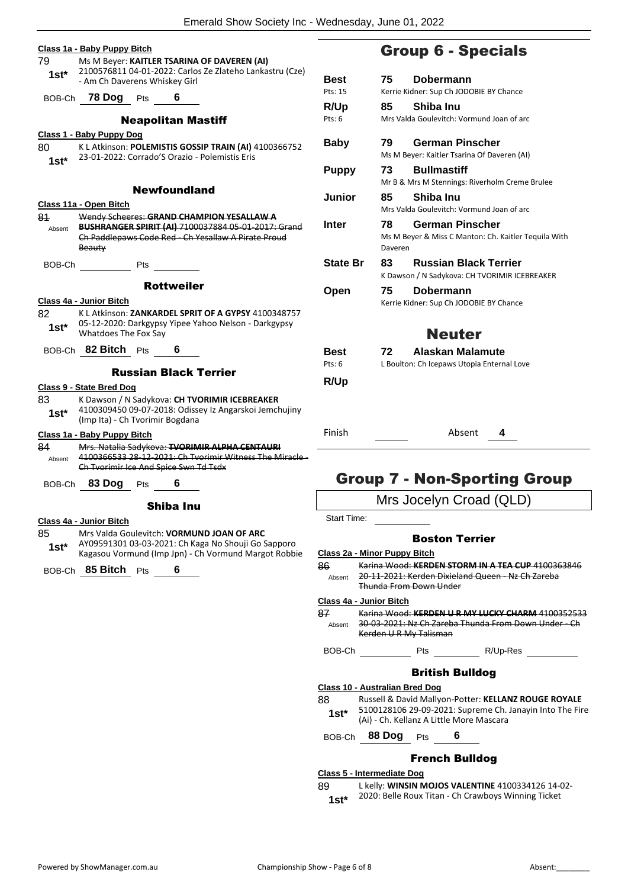### Class 1a - Baby Puppy Bitch

79 Ms M Beyer: **KAITLER TSARINA OF DAVEREN (AI)**
**1st*** 2100576811 04-01-2022: Carlos Ze Zlateho Lankastru (Cze) - Am Ch Daverens Whiskey Girl

BOB-Ch **78 Dog** Pts **6**

## Neapolitan Mastiff

### Class 1 - Baby Puppy Dog

80 K L Atkinson: **POLEMISTIS GOSSIP TRAIN (AI)** 4100366752
**1st*** 23-01-2022: Corrado'S Orazio - Polemistis Eris

## Newfoundland

### Class 11a - Open Bitch

81 ~~Wendy Scheeres: **GRAND CHAMPION YESALLAW A BUSHRANGER SPIRIT (AI)** 7100037884 05-01-2017: Grand Ch Paddlepaws Code Red - Ch Yesallaw A Pirate Proud Beauty~~
Absent

BOB-Ch ______ Pts ______

## Rottweiler

### Class 4a - Junior Bitch

82 K L Atkinson: **ZANKARDEL SPRIT OF A GYPSY** 4100348757
**1st*** 05-12-2020: Darkgypsy Yipee Yahoo Nelson - Darkgypsy Whatdoes The Fox Say

BOB-Ch **82 Bitch** Pts **6**

## Russian Black Terrier

### Class 9 - State Bred Dog

83 K Dawson / N Sadykova: **CH TVORIMIR ICEBREAKER**
**1st*** 4100309450 09-07-2018: Odissey Iz Angarskoi Jemchujiny (Imp Ita) - Ch Tvorimir Bogdana

### Class 1a - Baby Puppy Bitch

84 ~~Mrs. Natalia Sadykova: **TVORIMIR ALPHA CENTAURI** 4100366533 28-12-2021: Ch Tvorimir Witness The Miracle - Ch Tvorimir Ice And Spice Swn Td Tsdx~~
Absent

BOB-Ch **83 Dog** Pts **6**

## Shiba Inu

### Class 4a - Junior Bitch

85 Mrs Valda Goulevitch: **VORMUND JOAN OF ARC**
**1st*** AY09591301 03-03-2021: Ch Kaga No Shouji Go Sapporo Kagasou Vormund (Imp Jpn) - Ch Vormund Margot Robbie

BOB-Ch **85 Bitch** Pts **6**

# Group 6 - Specials

| | | |
|---|---|---|
| **Best** (Pts: 15) | **75** | **Dobermann** — Kerrie Kidner: Sup Ch JODOBIE BY Chance |
| **R/Up** (Pts: 6) | **85** | **Shiba Inu** — Mrs Valda Goulevitch: Vormund Joan of arc |
| **Baby** | **79** | **German Pinscher** — Ms M Beyer: Kaitler Tsarina Of Daveren (AI) |
| **Puppy** | **73** | **Bullmastiff** — Mr B & Mrs M Stennings: Riverholm Creme Brulee |
| **Junior** | **85** | **Shiba Inu** — Mrs Valda Goulevitch: Vormund Joan of arc |
| **Inter** | **78** | **German Pinscher** — Ms M Beyer & Miss C Manton: Ch. Kaitler Tequila With Daveren |
| **State Br** | **83** | **Russian Black Terrier** — K Dawson / N Sadykova: CH TVORIMIR ICEBREAKER |
| **Open** | **75** | **Dobermann** — Kerrie Kidner: Sup Ch JODOBIE BY Chance |

## Neuter

| | | |
|---|---|---|
| **Best** (Pts: 6) | **72** | **Alaskan Malamute** — L Boulton: Ch Icepaws Utopia Enternal Love |
| **R/Up** | | |

Finish ______ Absent **4**

# Group 7 - Non-Sporting Group

Mrs Jocelyn Croad (QLD)

Start Time: ______

## Boston Terrier

### Class 2a - Minor Puppy Bitch

86 ~~Karina Wood: **KERDEN STORM IN A TEA CUP** 4100363846 20-11-2021: Kerden Dixieland Queen - Nz Ch Zareba Thunda From Down Under~~
Absent

### Class 4a - Junior Bitch

87 ~~Karina Wood: **KERDEN U R MY LUCKY CHARM** 4100352533 30-03-2021: Nz Ch Zareba Thunda From Down Under - Ch Kerden U R My Talisman~~
Absent

BOB-Ch ______ Pts ______ R/Up-Res ______

## British Bulldog

### Class 10 - Australian Bred Dog

88 Russell & David Mallyon-Potter: **KELLANZ ROUGE ROYALE**
**1st*** 5100128106 29-09-2021: Supreme Ch. Janayin Into The Fire (Ai) - Ch. Kellanz A Little More Mascara

BOB-Ch **88 Dog** Pts **6**

## French Bulldog

### Class 5 - Intermediate Dog

89 L kelly: **WINSIN MOJOS VALENTINE** 4100334126 14-02-
**1st*** 2020: Belle Roux Titan - Ch Crawboys Winning Ticket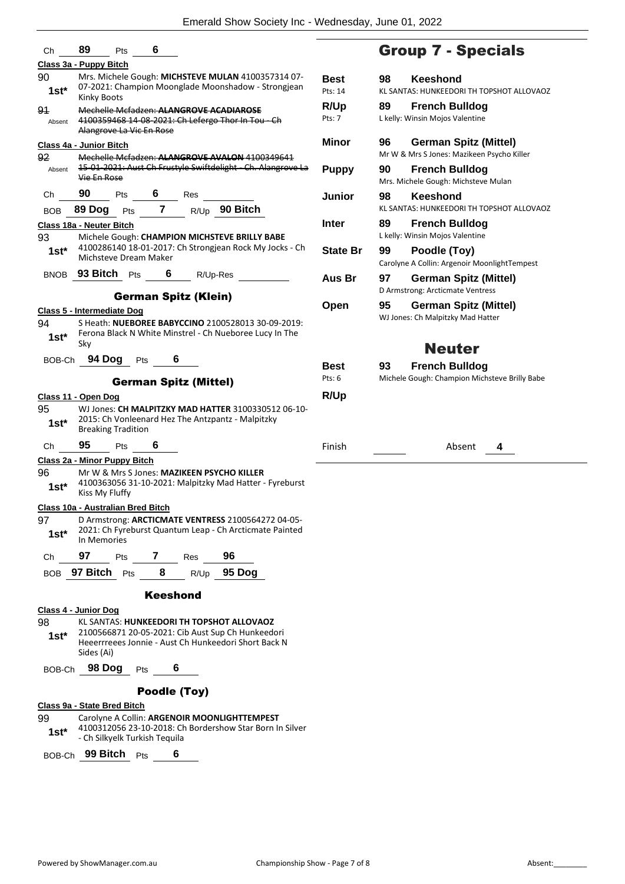Ch **89** Pts **6**

**Class 3a - Puppy Bitch**

90 1st* — Mrs. Michele Gough: **MICHSTEVE MULAN** 4100357314 07-07-2021: Champion Moonglade Moonshadow - Strongjean Kinky Boots

91 Absent — ~~Mechelle Mcfadzen: **ALANGROVE ACADIAROSE** 4100359468 14-08-2021: Ch Lefergo Thor In Tou - Ch Alangrove La Vie En Rose~~

**Class 4a - Junior Bitch**

92 Absent — ~~Mechelle Mcfadzen: **ALANGROVE AVALON** 4100349641 15-01-2021: Aust Ch Frustyle Swiftdelight - Ch. Alangrove La Vie En Rose~~

Ch **90** Pts **6** Res

BOB **89 Dog** Pts **7** R/Up **90 Bitch**

**Class 18a - Neuter Bitch**

93 1st* — Michele Gough: **CHAMPION MICHSTEVE BRILLY BABE** 4100286140 18-01-2017: Ch Strongjean Rock My Jocks - Ch Michsteve Dream Maker

BNOB **93 Bitch** Pts **6** R/Up-Res

## German Spitz (Klein)

**Class 5 - Intermediate Dog**

94 1st* — S Heath: **NUEBOREE BABYCCINO** 2100528013 30-09-2019: Ferona Black N White Minstrel - Ch Nueboree Lucy In The Sky

BOB-Ch **94 Dog** Pts **6**

## German Spitz (Mittel)

**Class 11 - Open Dog**

95 1st* — WJ Jones: **CH MALPITZKY MAD HATTER** 3100330512 06-10-2015: Ch Vonleenard Hez The Antzpantz - Malpitzky Breaking Tradition

Ch **95** Pts **6**

**Class 2a - Minor Puppy Bitch**

96 1st* — Mr W & Mrs S Jones: **MAZIKEEN PSYCHO KILLER** 4100363056 31-10-2021: Malpitzky Mad Hatter - Fyreburst Kiss My Fluffy

**Class 10a - Australian Bred Bitch**

97 1st* — D Armstrong: **ARCTICMATE VENTRESS** 2100564272 04-05-2021: Ch Fyreburst Quantum Leap - Ch Arcticmate Painted In Memories

Ch **97** Pts **7** Res **96**

BOB **97 Bitch** Pts **8** R/Up **95 Dog**

## Keeshond

**Class 4 - Junior Dog**

98 1st* — KL SANTAS: **HUNKEEDORI TH TOPSHOT ALLOVAOZ** 2100566871 20-05-2021: Cib Aust Sup Ch Hunkeedori Heeerrreees Jonnie - Aust Ch Hunkeedori Short Back N Sides (Ai)

BOB-Ch **98 Dog** Pts **6**

## Poodle (Toy)

**Class 9a - State Bred Bitch**

99 1st* — Carolyne A Collin: **ARGENOIR MOONLIGHTTEMPEST** 4100312056 23-10-2018: Ch Bordershow Star Born In Silver - Ch Silkyelk Turkish Tequila

BOB-Ch **99 Bitch** Pts **6**

# Group 7 - Specials

| | No. | Breed / Exhibitor |
|---|---|---|
| **Best** Pts: 14 | 98 | **Keeshond** KL SANTAS: HUNKEEDORI TH TOPSHOT ALLOVAOZ |
| **R/Up** Pts: 7 | 89 | **French Bulldog** L kelly: Winsin Mojos Valentine |
| **Minor** | 96 | **German Spitz (Mittel)** Mr W & Mrs S Jones: Mazikeen Psycho Killer |
| **Puppy** | 90 | **French Bulldog** Mrs. Michele Gough: Michsteve Mulan |
| **Junior** | 98 | **Keeshond** KL SANTAS: HUNKEEDORI TH TOPSHOT ALLOVAOZ |
| **Inter** | 89 | **French Bulldog** L kelly: Winsin Mojos Valentine |
| **State Br** | 99 | **Poodle (Toy)** Carolyne A Collin: Argenoir MoonlightTempest |
| **Aus Br** | 97 | **German Spitz (Mittel)** D Armstrong: Arcticmate Ventress |
| **Open** | 95 | **German Spitz (Mittel)** WJ Jones: Ch Malpitzky Mad Hatter |

## Neuter

| | No. | Breed / Exhibitor |
|---|---|---|
| **Best** Pts: 6 | 93 | **French Bulldog** Michele Gough: Champion Michsteve Brilly Babe |
| **R/Up** | | |

Finish ______ Absent **4**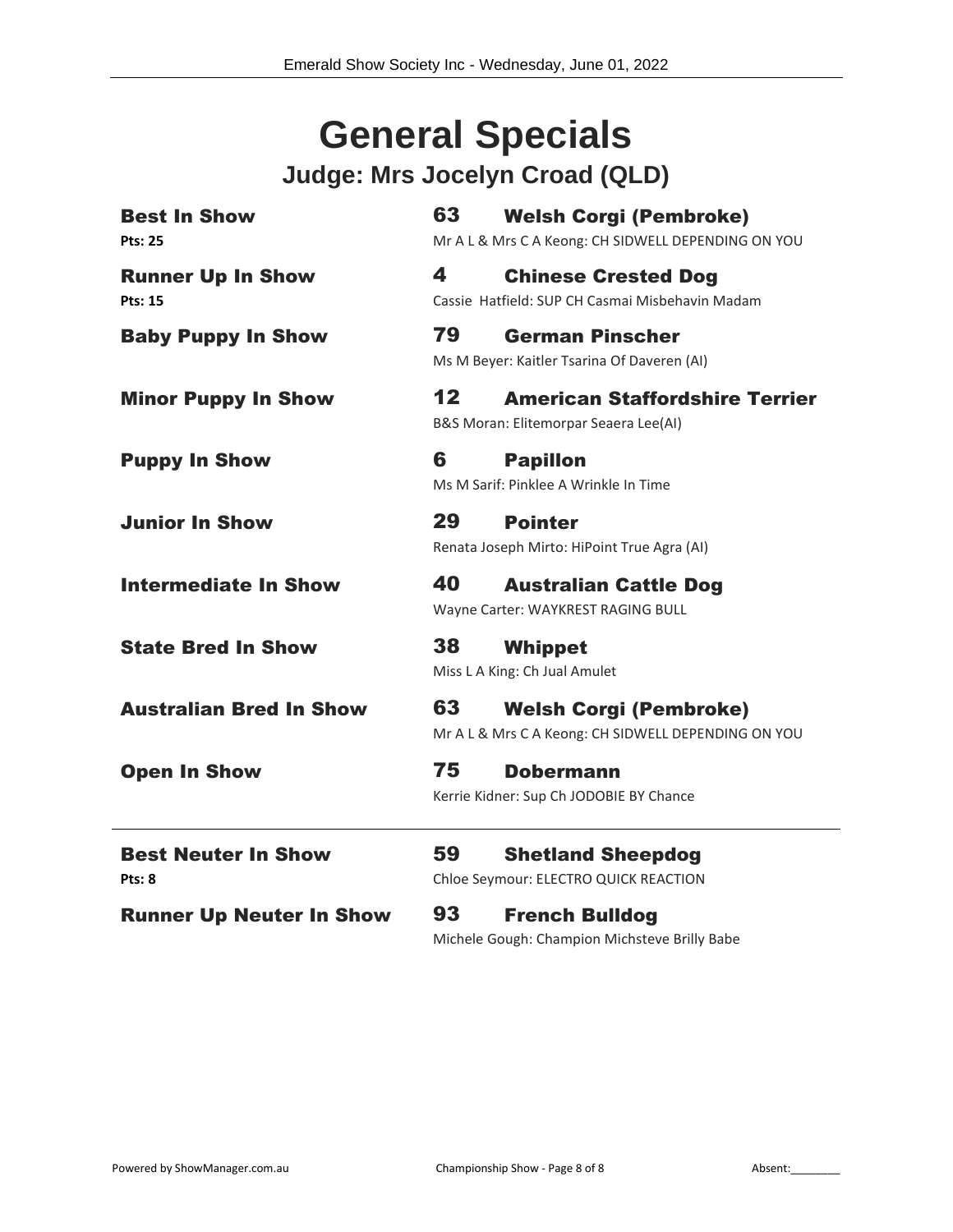# General Specials

## Judge: Mrs Jocelyn Croad (QLD)

| | | |
|---|---|---|
| **Best In Show**<br>**Pts: 25** | **63** | **Welsh Corgi (Pembroke)**<br>Mr A L & Mrs C A Keong: CH SIDWELL DEPENDING ON YOU |
| **Runner Up In Show**<br>**Pts: 15** | **4** | **Chinese Crested Dog**<br>Cassie Hatfield: SUP CH Casmai Misbehavin Madam |
| **Baby Puppy In Show** | **79** | **German Pinscher**<br>Ms M Beyer: Kaitler Tsarina Of Daveren (AI) |
| **Minor Puppy In Show** | **12** | **American Staffordshire Terrier**<br>B&S Moran: Elitemorpar Seaera Lee(AI) |
| **Puppy In Show** | **6** | **Papillon**<br>Ms M Sarif: Pinklee A Wrinkle In Time |
| **Junior In Show** | **29** | **Pointer**<br>Renata Joseph Mirto: HiPoint True Agra (AI) |
| **Intermediate In Show** | **40** | **Australian Cattle Dog**<br>Wayne Carter: WAYKREST RAGING BULL |
| **State Bred In Show** | **38** | **Whippet**<br>Miss L A King: Ch Jual Amulet |
| **Australian Bred In Show** | **63** | **Welsh Corgi (Pembroke)**<br>Mr A L & Mrs C A Keong: CH SIDWELL DEPENDING ON YOU |
| **Open In Show** | **75** | **Dobermann**<br>Kerrie Kidner: Sup Ch JODOBIE BY Chance |

---

| | | |
|---|---|---|
| **Best Neuter In Show**<br>**Pts: 8** | **59** | **Shetland Sheepdog**<br>Chloe Seymour: ELECTRO QUICK REACTION |
| **Runner Up Neuter In Show** | **93** | **French Bulldog**<br>Michele Gough: Champion Michsteve Brilly Babe |